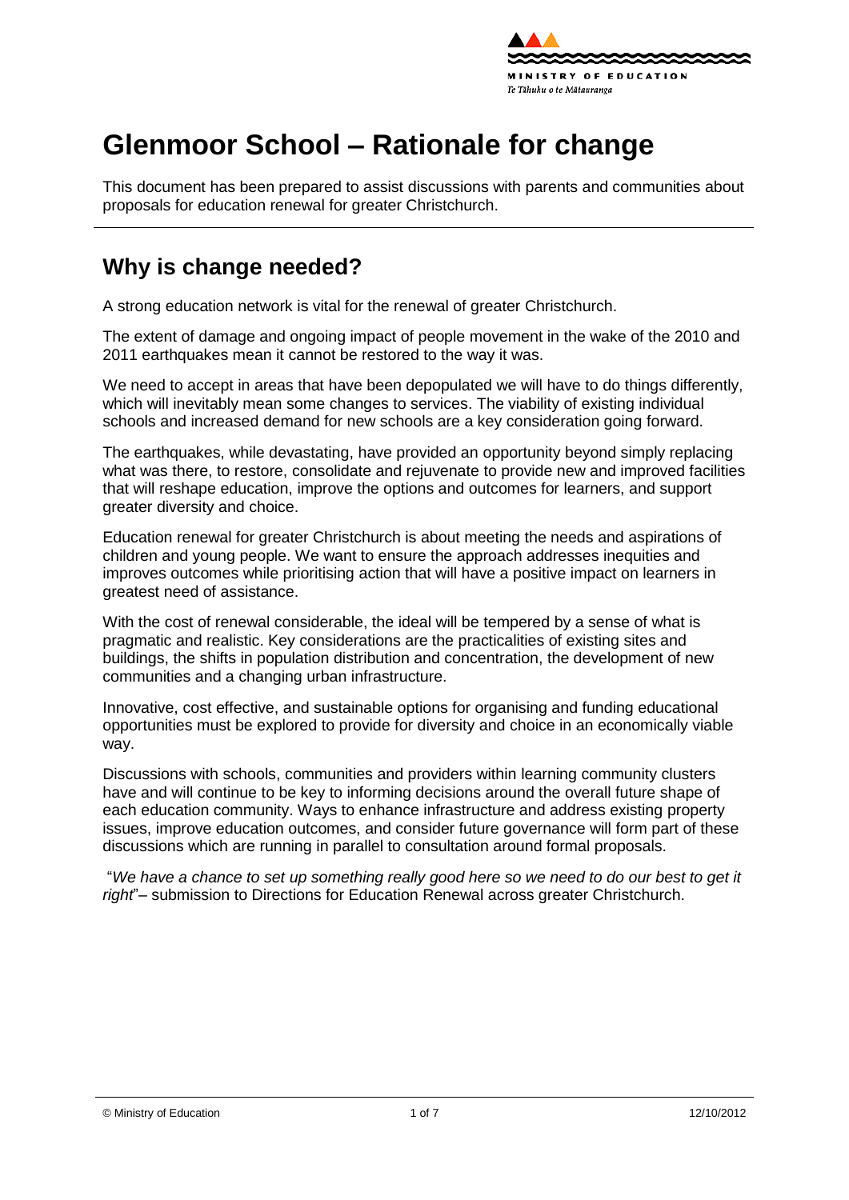# Glenmoor School – Rationale for change

This document has been prepared to assist discussions with parents and communities about proposals for education renewal for greater Christchurch.

## Why is change needed?

A strong education network is vital for the renewal of greater Christchurch.

The extent of damage and ongoing impact of people movement in the wake of the 2010 and 2011 earthquakes mean it cannot be restored to the way it was.

We need to accept in areas that have been depopulated we will have to do things differently, which will inevitably mean some changes to services. The viability of existing individual schools and increased demand for new schools are a key consideration going forward.

The earthquakes, while devastating, have provided an opportunity beyond simply replacing what was there, to restore, consolidate and rejuvenate to provide new and improved facilities that will reshape education, improve the options and outcomes for learners, and support greater diversity and choice.

Education renewal for greater Christchurch is about meeting the needs and aspirations of children and young people. We want to ensure the approach addresses inequities and improves outcomes while prioritising action that will have a positive impact on learners in greatest need of assistance.

With the cost of renewal considerable, the ideal will be tempered by a sense of what is pragmatic and realistic. Key considerations are the practicalities of existing sites and buildings, the shifts in population distribution and concentration, the development of new communities and a changing urban infrastructure.

Innovative, cost effective, and sustainable options for organising and funding educational opportunities must be explored to provide for diversity and choice in an economically viable way.

Discussions with schools, communities and providers within learning community clusters have and will continue to be key to informing decisions around the overall future shape of each education community. Ways to enhance infrastructure and address existing property issues, improve education outcomes, and consider future governance will form part of these discussions which are running in parallel to consultation around formal proposals.

"*We have a chance to set up something really good here so we need to do our best to get it right*"– submission to Directions for Education Renewal across greater Christchurch.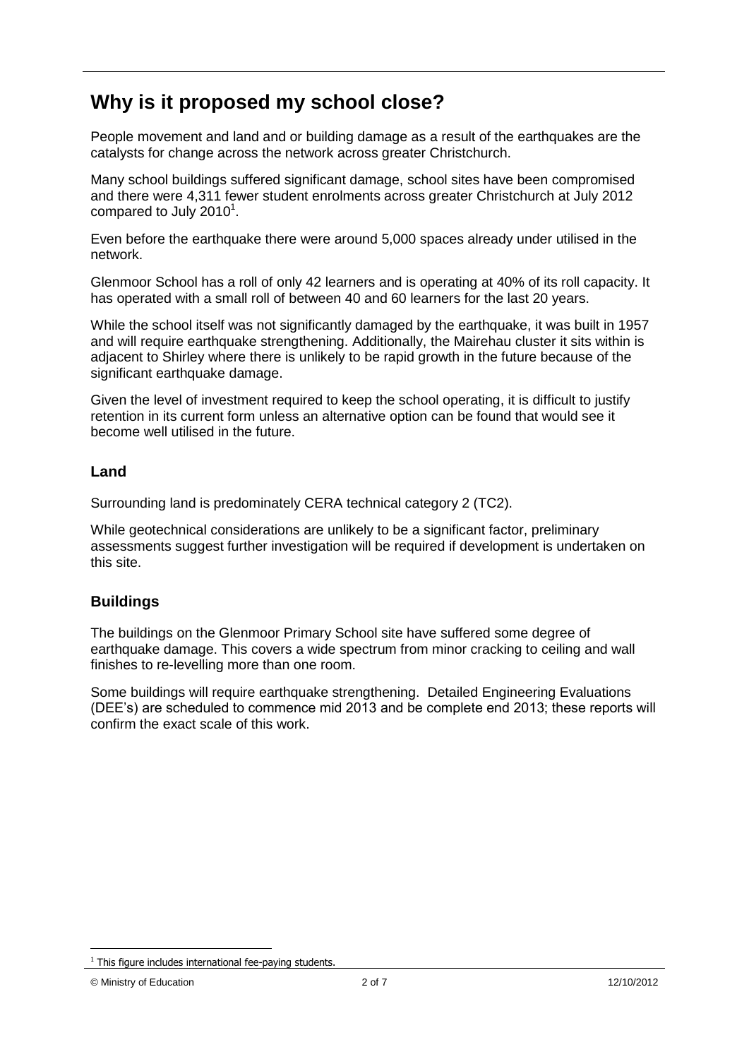# Why is it proposed my school close?

People movement and land and or building damage as a result of the earthquakes are the catalysts for change across the network across greater Christchurch.

Many school buildings suffered significant damage, school sites have been compromised and there were 4,311 fewer student enrolments across greater Christchurch at July 2012 compared to July 2010[1].

Even before the earthquake there were around 5,000 spaces already under utilised in the network.

Glenmoor School has a roll of only 42 learners and is operating at 40% of its roll capacity. It has operated with a small roll of between 40 and 60 learners for the last 20 years.

While the school itself was not significantly damaged by the earthquake, it was built in 1957 and will require earthquake strengthening. Additionally, the Mairehau cluster it sits within is adjacent to Shirley where there is unlikely to be rapid growth in the future because of the significant earthquake damage.

Given the level of investment required to keep the school operating, it is difficult to justify retention in its current form unless an alternative option can be found that would see it become well utilised in the future.

## Land

Surrounding land is predominately CERA technical category 2 (TC2).

While geotechnical considerations are unlikely to be a significant factor, preliminary assessments suggest further investigation will be required if development is undertaken on this site.

## Buildings

The buildings on the Glenmoor Primary School site have suffered some degree of earthquake damage. This covers a wide spectrum from minor cracking to ceiling and wall finishes to re-levelling more than one room.

Some buildings will require earthquake strengthening. Detailed Engineering Evaluations (DEE's) are scheduled to commence mid 2013 and be complete end 2013; these reports will confirm the exact scale of this work.

[1] This figure includes international fee-paying students.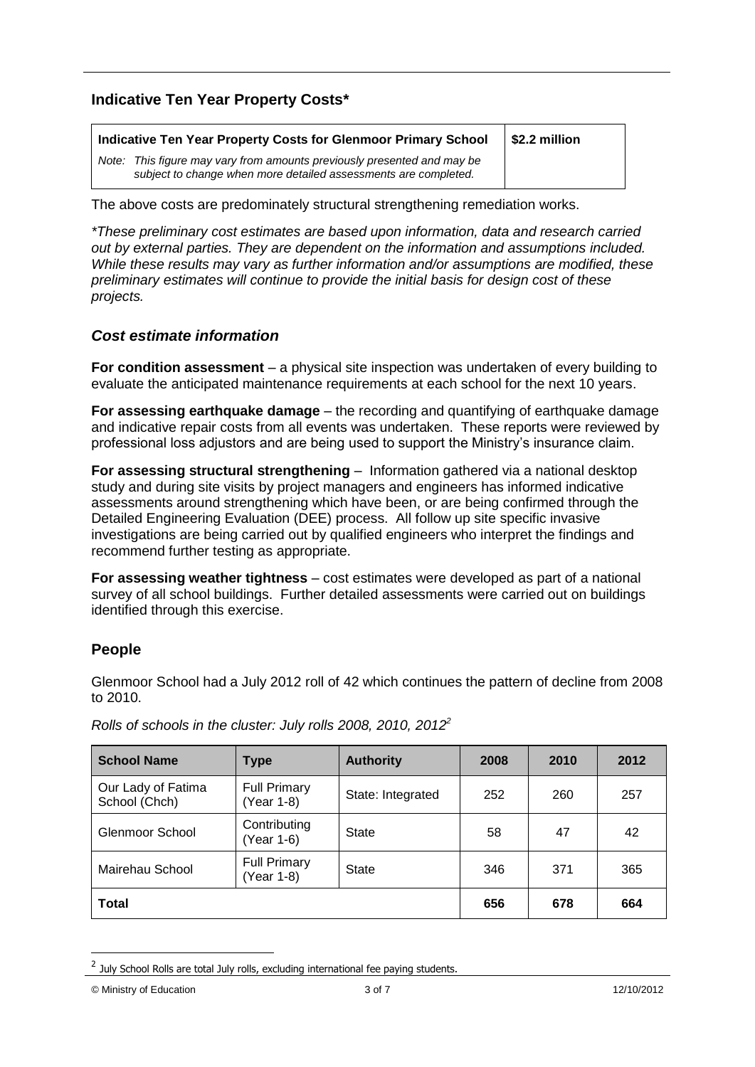## Indicative Ten Year Property Costs*

| Indicative Ten Year Property Costs for Glenmoor Primary School | $2.2 million |
|---|---|
| *Note: This figure may vary from amounts previously presented and may be subject to change when more detailed assessments are completed.* | |

The above costs are predominately structural strengthening remediation works.

*\*These preliminary cost estimates are based upon information, data and research carried out by external parties. They are dependent on the information and assumptions included. While these results may vary as further information and/or assumptions are modified, these preliminary estimates will continue to provide the initial basis for design cost of these projects.*

### *Cost estimate information*

**For condition assessment** – a physical site inspection was undertaken of every building to evaluate the anticipated maintenance requirements at each school for the next 10 years.

**For assessing earthquake damage** – the recording and quantifying of earthquake damage and indicative repair costs from all events was undertaken. These reports were reviewed by professional loss adjustors and are being used to support the Ministry's insurance claim.

**For assessing structural strengthening** – Information gathered via a national desktop study and during site visits by project managers and engineers has informed indicative assessments around strengthening which have been, or are being confirmed through the Detailed Engineering Evaluation (DEE) process. All follow up site specific invasive investigations are being carried out by qualified engineers who interpret the findings and recommend further testing as appropriate.

**For assessing weather tightness** – cost estimates were developed as part of a national survey of all school buildings. Further detailed assessments were carried out on buildings identified through this exercise.

## People

Glenmoor School had a July 2012 roll of 42 which continues the pattern of decline from 2008 to 2010.

*Rolls of schools in the cluster: July rolls 2008, 2010, 2012*[2]

| School Name | Type | Authority | 2008 | 2010 | 2012 |
|---|---|---|---|---|---|
| Our Lady of Fatima School (Chch) | Full Primary (Year 1-8) | State: Integrated | 252 | 260 | 257 |
| Glenmoor School | Contributing (Year 1-6) | State | 58 | 47 | 42 |
| Mairehau School | Full Primary (Year 1-8) | State | 346 | 371 | 365 |
| **Total** | | | **656** | **678** | **664** |

[2] July School Rolls are total July rolls, excluding international fee paying students.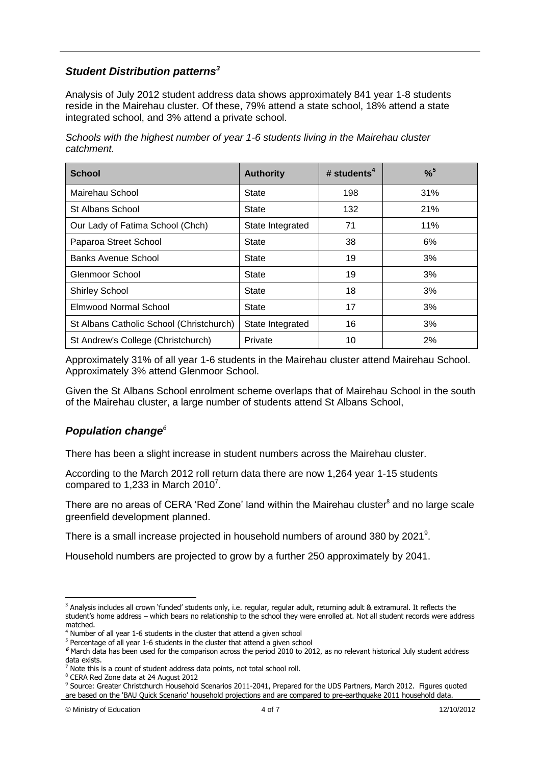### *Student Distribution patterns*[3]

Analysis of July 2012 student address data shows approximately 841 year 1-8 students reside in the Mairehau cluster. Of these, 79% attend a state school, 18% attend a state integrated school, and 3% attend a private school.

*Schools with the highest number of year 1-6 students living in the Mairehau cluster catchment.*

| School | Authority | # students[4] | %[5] |
|---|---|---|---|
| Mairehau School | State | 198 | 31% |
| St Albans School | State | 132 | 21% |
| Our Lady of Fatima School (Chch) | State Integrated | 71 | 11% |
| Paparoa Street School | State | 38 | 6% |
| Banks Avenue School | State | 19 | 3% |
| Glenmoor School | State | 19 | 3% |
| Shirley School | State | 18 | 3% |
| Elmwood Normal School | State | 17 | 3% |
| St Albans Catholic School (Christchurch) | State Integrated | 16 | 3% |
| St Andrew's College (Christchurch) | Private | 10 | 2% |

Approximately 31% of all year 1-6 students in the Mairehau cluster attend Mairehau School. Approximately 3% attend Glenmoor School.

Given the St Albans School enrolment scheme overlaps that of Mairehau School in the south of the Mairehau cluster, a large number of students attend St Albans School,

### *Population change*[6]

There has been a slight increase in student numbers across the Mairehau cluster.

According to the March 2012 roll return data there are now 1,264 year 1-15 students compared to 1,233 in March 2010[7].

There are no areas of CERA 'Red Zone' land within the Mairehau cluster[8] and no large scale greenfield development planned.

There is a small increase projected in household numbers of around 380 by 2021[9].

Household numbers are projected to grow by a further 250 approximately by 2041.

---

[3] Analysis includes all crown 'funded' students only, i.e. regular, regular adult, returning adult & extramural. It reflects the student's home address – which bears no relationship to the school they were enrolled at. Not all student records were address matched.

[4] Number of all year 1-6 students in the cluster that attend a given school

[5] Percentage of all year 1-6 students in the cluster that attend a given school

[6] March data has been used for the comparison across the period 2010 to 2012, as no relevant historical July student address data exists.

[7] Note this is a count of student address data points, not total school roll.

[8] CERA Red Zone data at 24 August 2012

[9] Source: Greater Christchurch Household Scenarios 2011-2041, Prepared for the UDS Partners, March 2012. Figures quoted are based on the 'BAU Quick Scenario' household projections and are compared to pre-earthquake 2011 household data.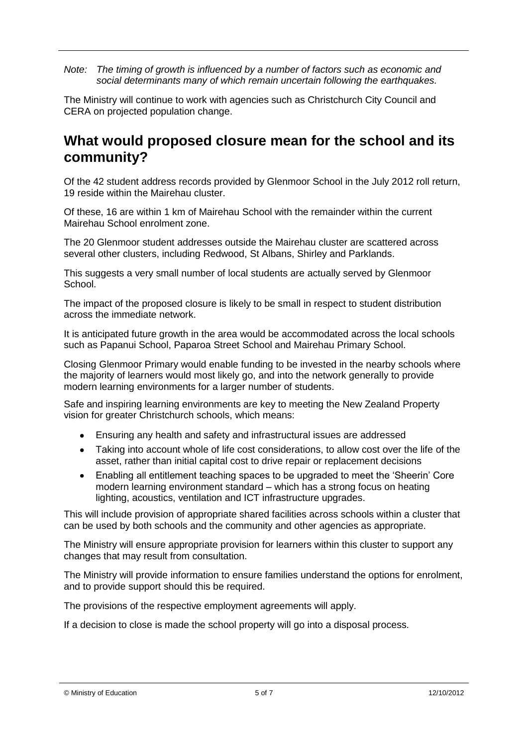*Note: The timing of growth is influenced by a number of factors such as economic and social determinants many of which remain uncertain following the earthquakes.*

The Ministry will continue to work with agencies such as Christchurch City Council and CERA on projected population change.

## What would proposed closure mean for the school and its community?

Of the 42 student address records provided by Glenmoor School in the July 2012 roll return, 19 reside within the Mairehau cluster.

Of these, 16 are within 1 km of Mairehau School with the remainder within the current Mairehau School enrolment zone.

The 20 Glenmoor student addresses outside the Mairehau cluster are scattered across several other clusters, including Redwood, St Albans, Shirley and Parklands.

This suggests a very small number of local students are actually served by Glenmoor School.

The impact of the proposed closure is likely to be small in respect to student distribution across the immediate network.

It is anticipated future growth in the area would be accommodated across the local schools such as Papanui School, Paparoa Street School and Mairehau Primary School.

Closing Glenmoor Primary would enable funding to be invested in the nearby schools where the majority of learners would most likely go, and into the network generally to provide modern learning environments for a larger number of students.

Safe and inspiring learning environments are key to meeting the New Zealand Property vision for greater Christchurch schools, which means:

- Ensuring any health and safety and infrastructural issues are addressed
- Taking into account whole of life cost considerations, to allow cost over the life of the asset, rather than initial capital cost to drive repair or replacement decisions
- Enabling all entitlement teaching spaces to be upgraded to meet the 'Sheerin' Core modern learning environment standard – which has a strong focus on heating lighting, acoustics, ventilation and ICT infrastructure upgrades.

This will include provision of appropriate shared facilities across schools within a cluster that can be used by both schools and the community and other agencies as appropriate.

The Ministry will ensure appropriate provision for learners within this cluster to support any changes that may result from consultation.

The Ministry will provide information to ensure families understand the options for enrolment, and to provide support should this be required.

The provisions of the respective employment agreements will apply.

If a decision to close is made the school property will go into a disposal process.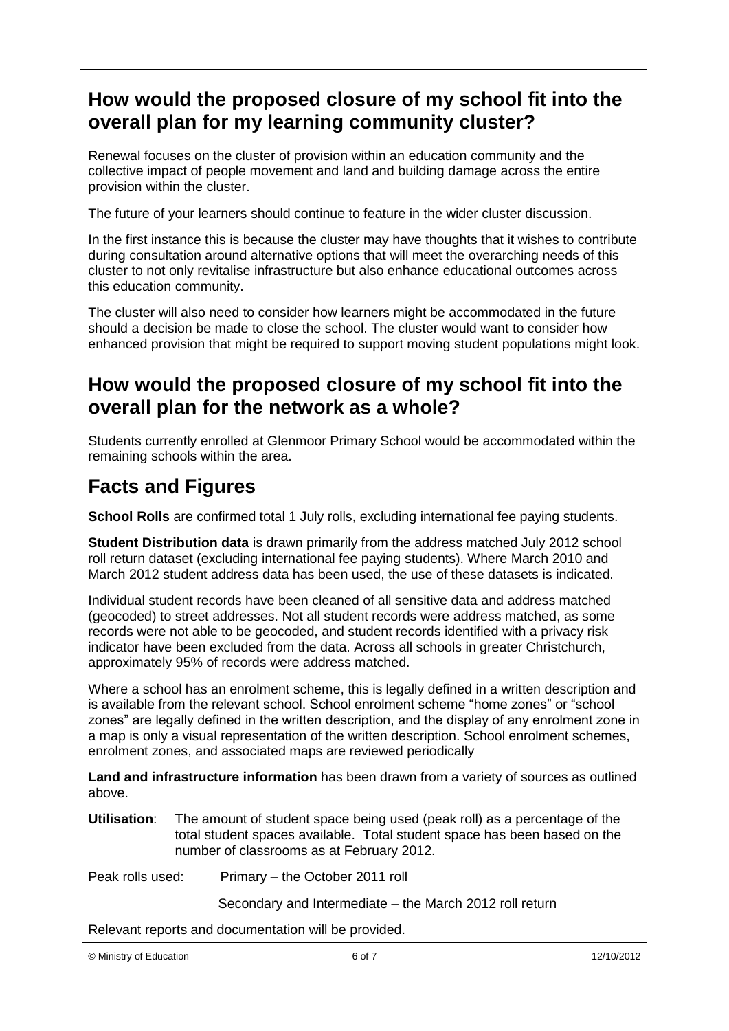## How would the proposed closure of my school fit into the overall plan for my learning community cluster?

Renewal focuses on the cluster of provision within an education community and the collective impact of people movement and land and building damage across the entire provision within the cluster.

The future of your learners should continue to feature in the wider cluster discussion.

In the first instance this is because the cluster may have thoughts that it wishes to contribute during consultation around alternative options that will meet the overarching needs of this cluster to not only revitalise infrastructure but also enhance educational outcomes across this education community.

The cluster will also need to consider how learners might be accommodated in the future should a decision be made to close the school. The cluster would want to consider how enhanced provision that might be required to support moving student populations might look.

## How would the proposed closure of my school fit into the overall plan for the network as a whole?

Students currently enrolled at Glenmoor Primary School would be accommodated within the remaining schools within the area.

## Facts and Figures

**School Rolls** are confirmed total 1 July rolls, excluding international fee paying students.

**Student Distribution data** is drawn primarily from the address matched July 2012 school roll return dataset (excluding international fee paying students). Where March 2010 and March 2012 student address data has been used, the use of these datasets is indicated.

Individual student records have been cleaned of all sensitive data and address matched (geocoded) to street addresses. Not all student records were address matched, as some records were not able to be geocoded, and student records identified with a privacy risk indicator have been excluded from the data. Across all schools in greater Christchurch, approximately 95% of records were address matched.

Where a school has an enrolment scheme, this is legally defined in a written description and is available from the relevant school. School enrolment scheme "home zones" or "school zones" are legally defined in the written description, and the display of any enrolment zone in a map is only a visual representation of the written description. School enrolment schemes, enrolment zones, and associated maps are reviewed periodically

**Land and infrastructure information** has been drawn from a variety of sources as outlined above.

**Utilisation**: The amount of student space being used (peak roll) as a percentage of the total student spaces available. Total student space has been based on the number of classrooms as at February 2012.

Peak rolls used: Primary – the October 2011 roll

Secondary and Intermediate – the March 2012 roll return

Relevant reports and documentation will be provided.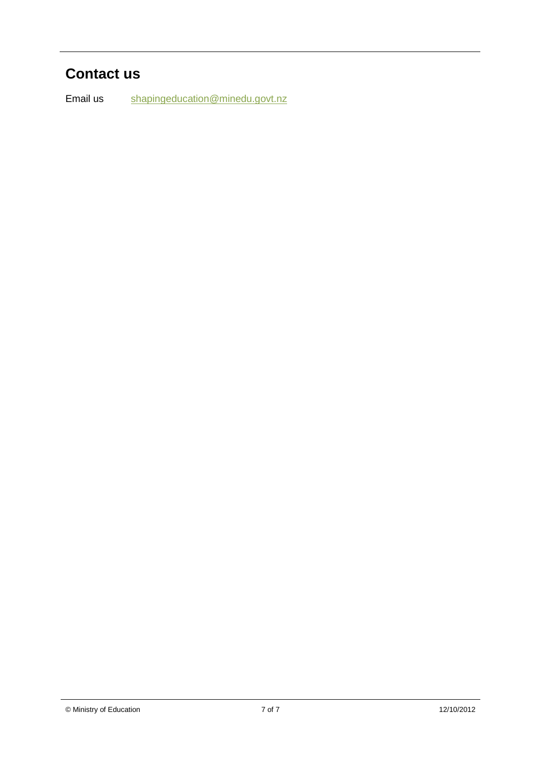## Contact us

Email us shapingeducation@minedu.govt.nz